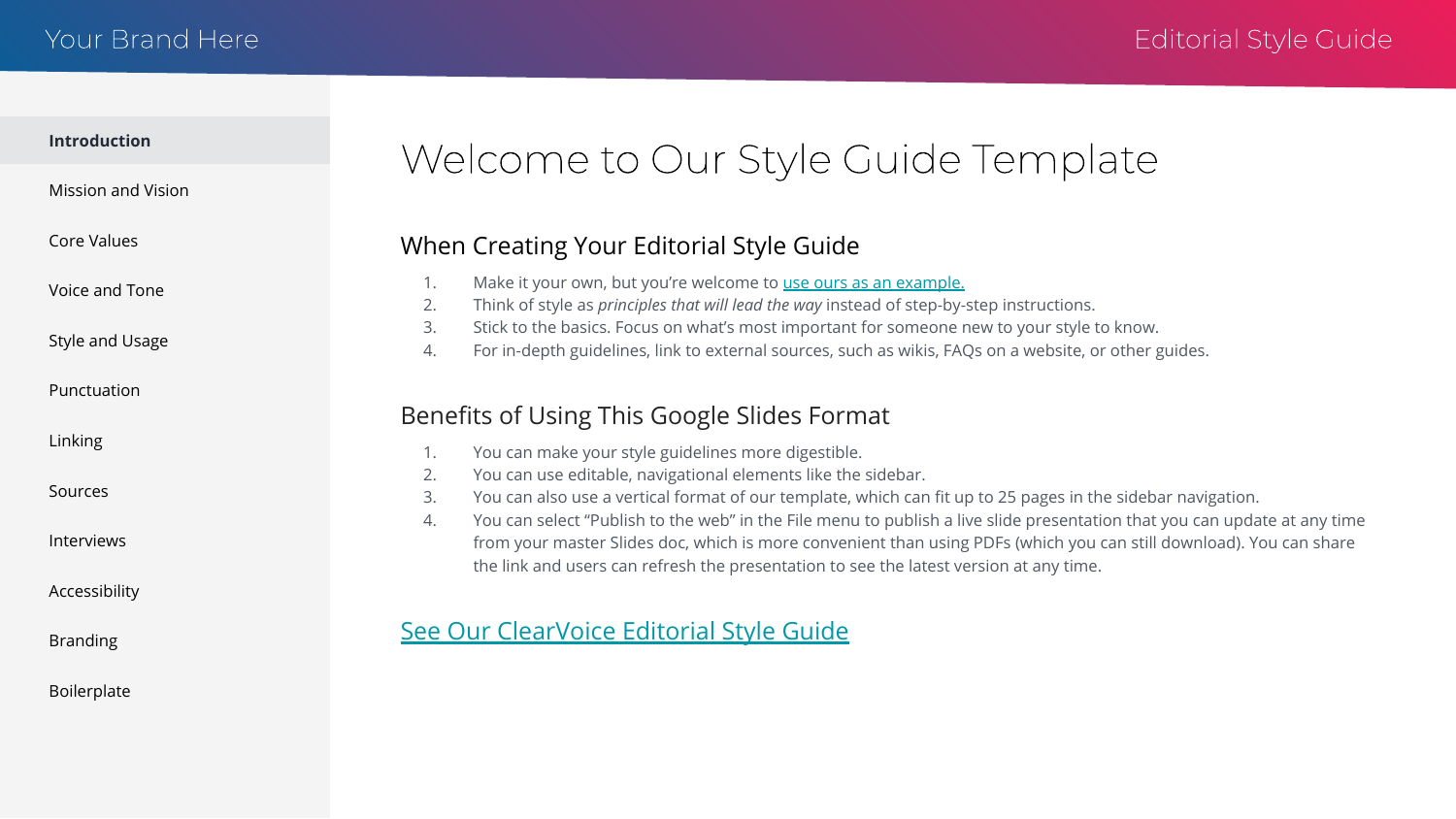Your Brand Here

Editorial Style Guide

- **Introduction**
- Mission and Vision
- Core Values
- Voice and Tone
- Style and Usage
- Punctuation
- Linking
- Sources
- Interviews
- Accessibility
- Branding
- Boilerplate

# Welcome to Our Style Guide Template

## When Creating Your Editorial Style Guide

1. Make it your own, but you're welcome to use ours as an example.
2. Think of style as *principles that will lead the way* instead of step-by-step instructions.
3. Stick to the basics. Focus on what's most important for someone new to your style to know.
4. For in-depth guidelines, link to external sources, such as wikis, FAQs on a website, or other guides.

## Benefits of Using This Google Slides Format

1. You can make your style guidelines more digestible.
2. You can use editable, navigational elements like the sidebar.
3. You can also use a vertical format of our template, which can fit up to 25 pages in the sidebar navigation.
4. You can select "Publish to the web" in the File menu to publish a live slide presentation that you can update at any time from your master Slides doc, which is more convenient than using PDFs (which you can still download). You can share the link and users can refresh the presentation to see the latest version at any time.

See Our ClearVoice Editorial Style Guide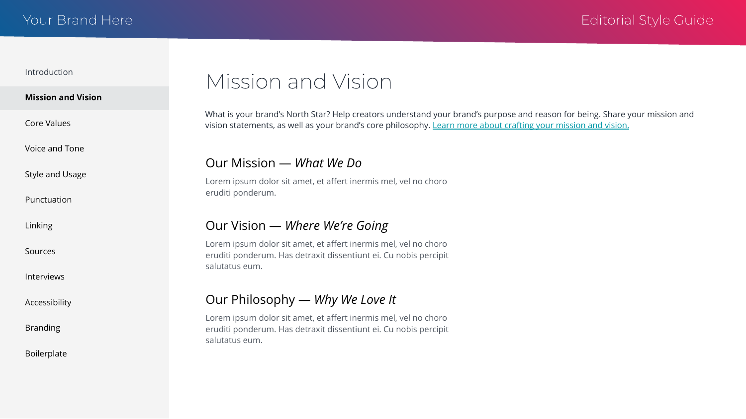- Introduction
- **Mission and Vision**
- Core Values
- Voice and Tone
- Style and Usage
- Punctuation
- Linking
- Sources
- Interviews
- Accessibility
- Branding
- Boilerplate

# Mission and Vision

What is your brand's North Star? Help creators understand your brand's purpose and reason for being. Share your mission and vision statements, as well as your brand's core philosophy. Learn more about crafting your mission and vision.

## Our Mission — *What We Do*

Lorem ipsum dolor sit amet, et affert inermis mel, vel no choro eruditi ponderum.

## Our Vision — *Where We're Going*

Lorem ipsum dolor sit amet, et affert inermis mel, vel no choro eruditi ponderum. Has detraxit dissentiunt ei. Cu nobis percipit salutatus eum.

## Our Philosophy — *Why We Love It*

Lorem ipsum dolor sit amet, et affert inermis mel, vel no choro eruditi ponderum. Has detraxit dissentiunt ei. Cu nobis percipit salutatus eum.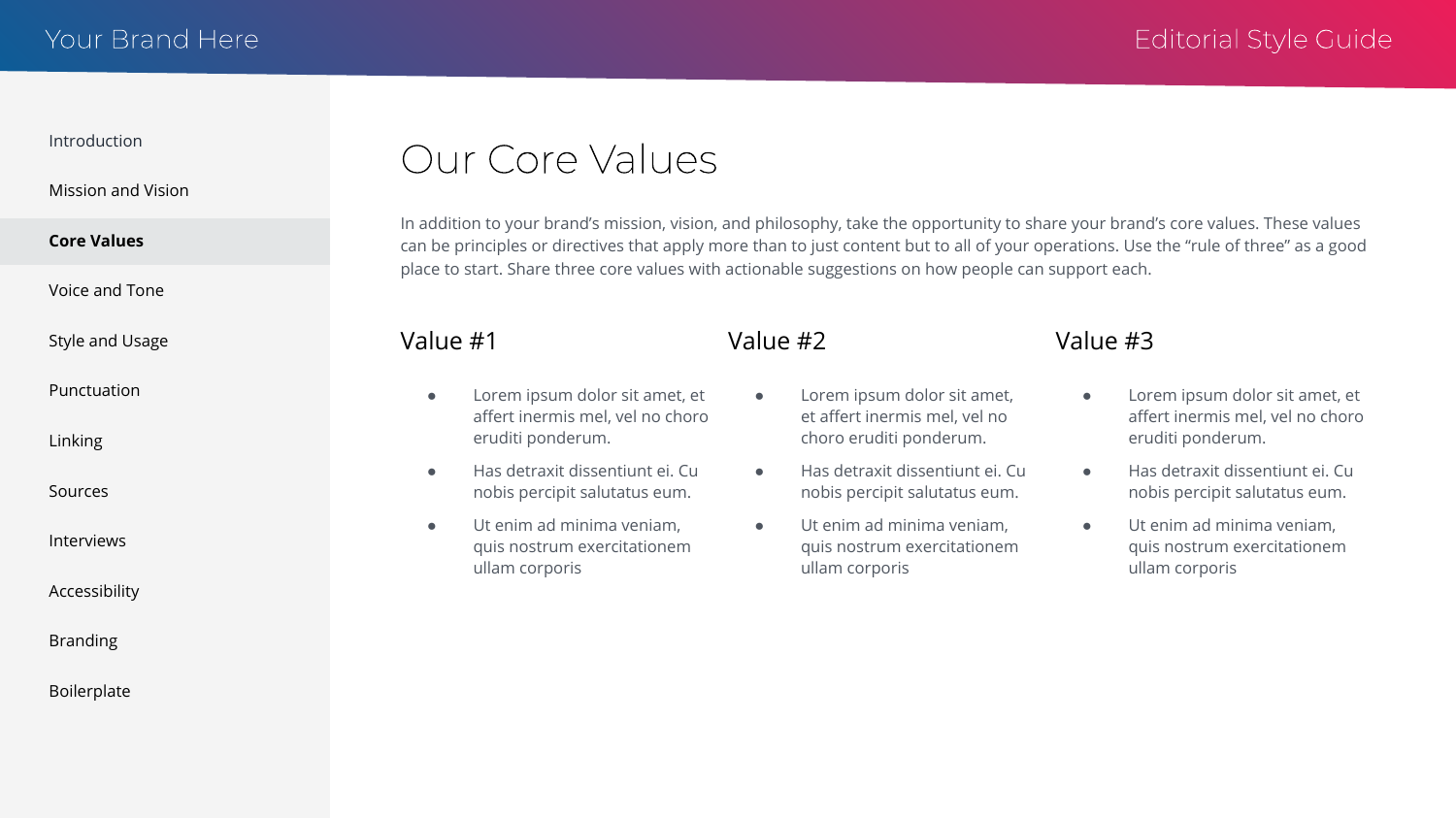- Introduction
- Mission and Vision
- **Core Values**
- Voice and Tone
- Style and Usage
- Punctuation
- Linking
- Sources
- Interviews
- Accessibility
- Branding
- Boilerplate

# Our Core Values

In addition to your brand's mission, vision, and philosophy, take the opportunity to share your brand's core values. These values can be principles or directives that apply more than to just content but to all of your operations. Use the "rule of three" as a good place to start. Share three core values with actionable suggestions on how people can support each.

## Value #1

- Lorem ipsum dolor sit amet, et affert inermis mel, vel no choro eruditi ponderum.
- Has detraxit dissentiunt ei. Cu nobis percipit salutatus eum.
- Ut enim ad minima veniam, quis nostrum exercitationem ullam corporis

## Value #2

- Lorem ipsum dolor sit amet, et affert inermis mel, vel no choro eruditi ponderum.
- Has detraxit dissentiunt ei. Cu nobis percipit salutatus eum.
- Ut enim ad minima veniam, quis nostrum exercitationem ullam corporis

## Value #3

- Lorem ipsum dolor sit amet, et affert inermis mel, vel no choro eruditi ponderum.
- Has detraxit dissentiunt ei. Cu nobis percipit salutatus eum.
- Ut enim ad minima veniam, quis nostrum exercitationem ullam corporis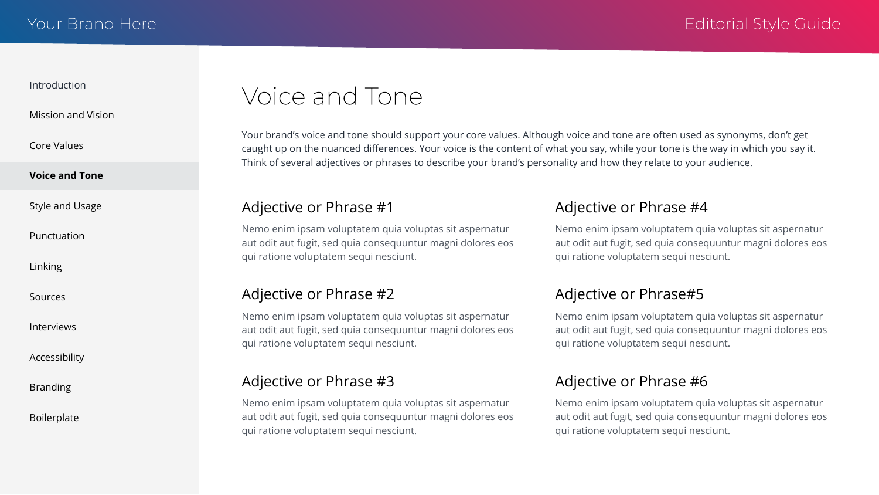- Introduction
- Mission and Vision
- Core Values
- **Voice and Tone**
- Style and Usage
- Punctuation
- Linking
- Sources
- Interviews
- Accessibility
- Branding
- Boilerplate

# Voice and Tone

Your brand's voice and tone should support your core values. Although voice and tone are often used as synonyms, don't get caught up on the nuanced differences. Your voice is the content of what you say, while your tone is the way in which you say it. Think of several adjectives or phrases to describe your brand's personality and how they relate to your audience.

## Adjective or Phrase #1

Nemo enim ipsam voluptatem quia voluptas sit aspernatur aut odit aut fugit, sed quia consequuntur magni dolores eos qui ratione voluptatem sequi nesciunt.

## Adjective or Phrase #2

Nemo enim ipsam voluptatem quia voluptas sit aspernatur aut odit aut fugit, sed quia consequuntur magni dolores eos qui ratione voluptatem sequi nesciunt.

## Adjective or Phrase #3

Nemo enim ipsam voluptatem quia voluptas sit aspernatur aut odit aut fugit, sed quia consequuntur magni dolores eos qui ratione voluptatem sequi nesciunt.

## Adjective or Phrase #4

Nemo enim ipsam voluptatem quia voluptas sit aspernatur aut odit aut fugit, sed quia consequuntur magni dolores eos qui ratione voluptatem sequi nesciunt.

## Adjective or Phrase#5

Nemo enim ipsam voluptatem quia voluptas sit aspernatur aut odit aut fugit, sed quia consequuntur magni dolores eos qui ratione voluptatem sequi nesciunt.

## Adjective or Phrase #6

Nemo enim ipsam voluptatem quia voluptas sit aspernatur aut odit aut fugit, sed quia consequuntur magni dolores eos qui ratione voluptatem sequi nesciunt.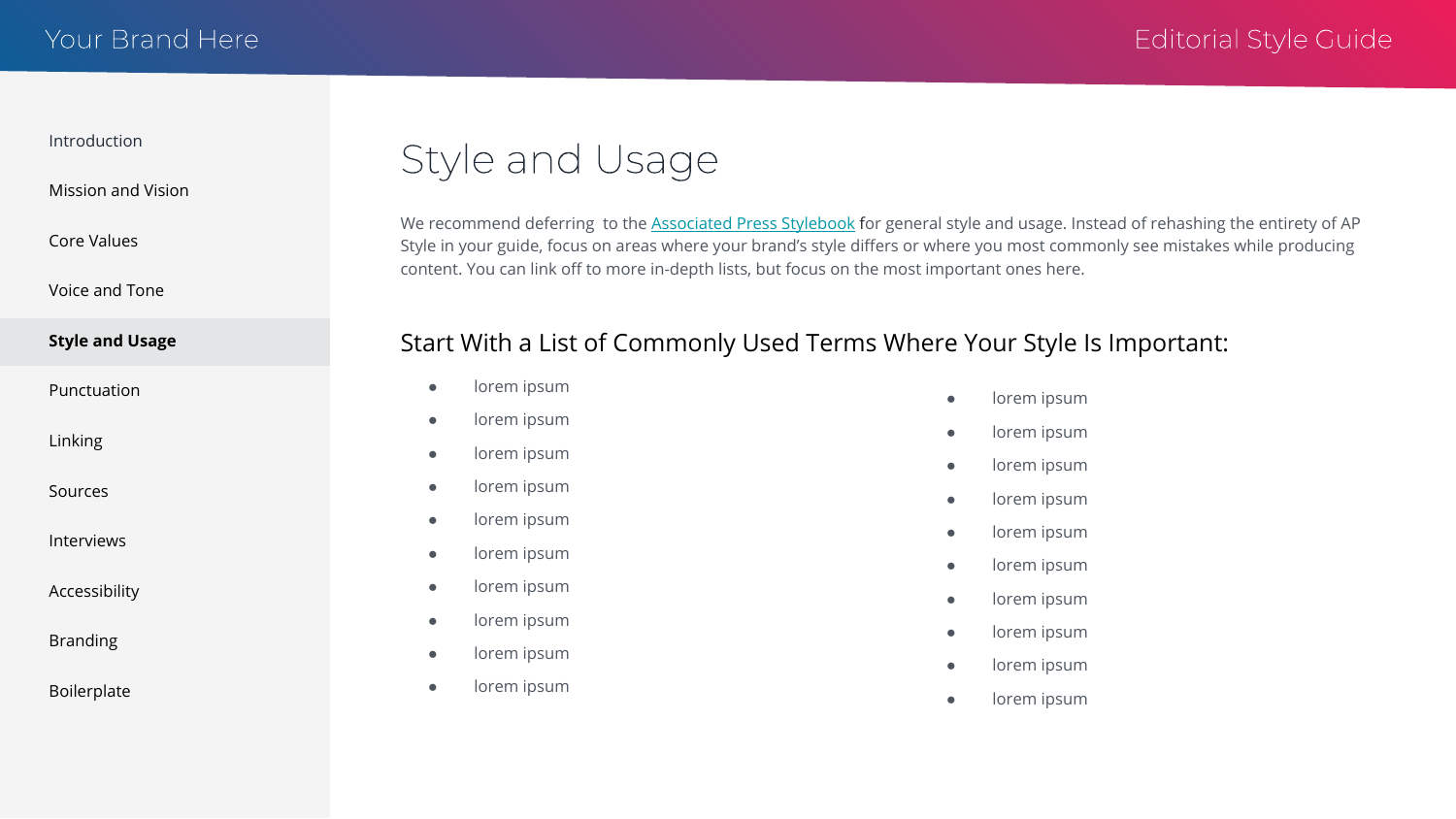Introduction

Mission and Vision

Core Values

Voice and Tone

**Style and Usage**

Punctuation

Linking

Sources

Interviews

Accessibility

Branding

Boilerplate

# Style and Usage

We recommend deferring to the Associated Press Stylebook for general style and usage. Instead of rehashing the entirety of AP Style in your guide, focus on areas where your brand's style differs or where you most commonly see mistakes while producing content. You can link off to more in-depth lists, but focus on the most important ones here.

## Start With a List of Commonly Used Terms Where Your Style Is Important:

- lorem ipsum
- lorem ipsum
- lorem ipsum
- lorem ipsum
- lorem ipsum
- lorem ipsum
- lorem ipsum
- lorem ipsum
- lorem ipsum
- lorem ipsum
- lorem ipsum
- lorem ipsum
- lorem ipsum
- lorem ipsum
- lorem ipsum
- lorem ipsum
- lorem ipsum
- lorem ipsum
- lorem ipsum
- lorem ipsum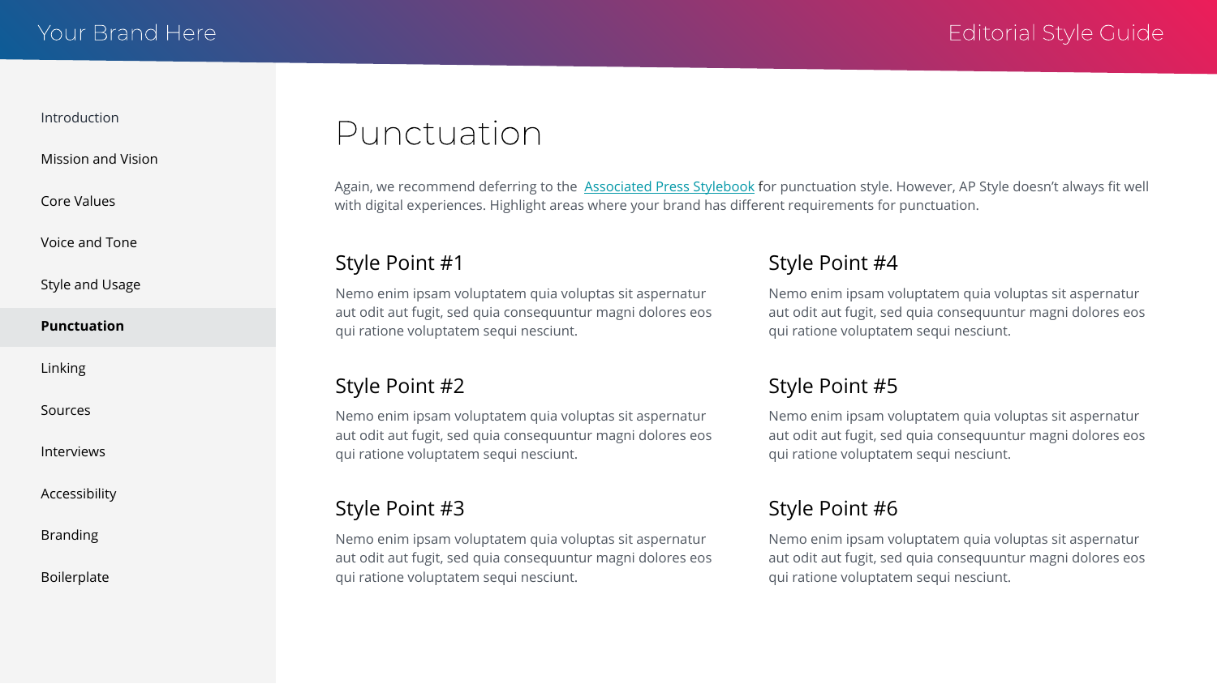Your Brand Here

Editorial Style Guide

- Introduction
- Mission and Vision
- Core Values
- Voice and Tone
- Style and Usage
- **Punctuation**
- Linking
- Sources
- Interviews
- Accessibility
- Branding
- Boilerplate

# Punctuation

Again, we recommend deferring to the [Associated Press Stylebook](#) for punctuation style. However, AP Style doesn't always fit well with digital experiences. Highlight areas where your brand has different requirements for punctuation.

## Style Point #1

Nemo enim ipsam voluptatem quia voluptas sit aspernatur aut odit aut fugit, sed quia consequuntur magni dolores eos qui ratione voluptatem sequi nesciunt.

## Style Point #2

Nemo enim ipsam voluptatem quia voluptas sit aspernatur aut odit aut fugit, sed quia consequuntur magni dolores eos qui ratione voluptatem sequi nesciunt.

## Style Point #3

Nemo enim ipsam voluptatem quia voluptas sit aspernatur aut odit aut fugit, sed quia consequuntur magni dolores eos qui ratione voluptatem sequi nesciunt.

## Style Point #4

Nemo enim ipsam voluptatem quia voluptas sit aspernatur aut odit aut fugit, sed quia consequuntur magni dolores eos qui ratione voluptatem sequi nesciunt.

## Style Point #5

Nemo enim ipsam voluptatem quia voluptas sit aspernatur aut odit aut fugit, sed quia consequuntur magni dolores eos qui ratione voluptatem sequi nesciunt.

## Style Point #6

Nemo enim ipsam voluptatem quia voluptas sit aspernatur aut odit aut fugit, sed quia consequuntur magni dolores eos qui ratione voluptatem sequi nesciunt.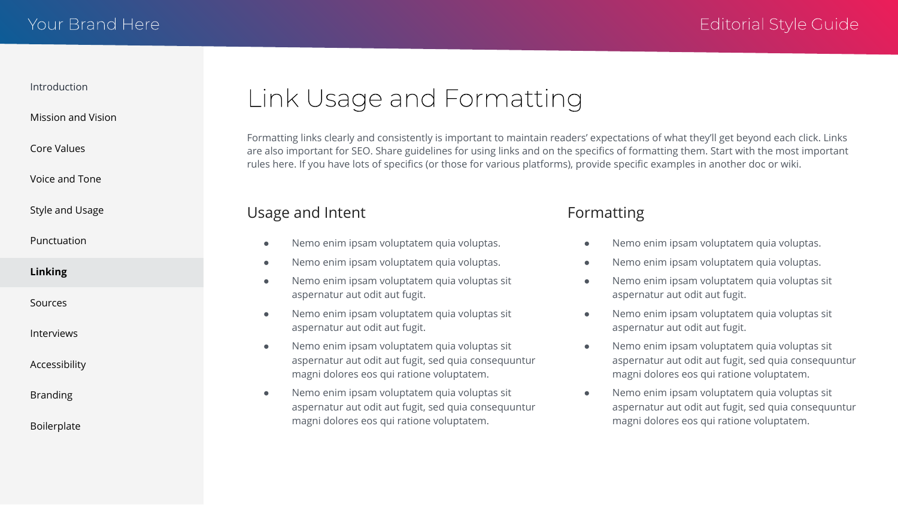# Link Usage and Formatting

Formatting links clearly and consistently is important to maintain readers' expectations of what they'll get beyond each click. Links are also important for SEO. Share guidelines for using links and on the specifics of formatting them. Start with the most important rules here. If you have lots of specifics (or those for various platforms), provide specific examples in another doc or wiki.

## Usage and Intent

- Nemo enim ipsam voluptatem quia voluptas.
- Nemo enim ipsam voluptatem quia voluptas.
- Nemo enim ipsam voluptatem quia voluptas sit aspernatur aut odit aut fugit.
- Nemo enim ipsam voluptatem quia voluptas sit aspernatur aut odit aut fugit.
- Nemo enim ipsam voluptatem quia voluptas sit aspernatur aut odit aut fugit, sed quia consequuntur magni dolores eos qui ratione voluptatem.
- Nemo enim ipsam voluptatem quia voluptas sit aspernatur aut odit aut fugit, sed quia consequuntur magni dolores eos qui ratione voluptatem.

## Formatting

- Nemo enim ipsam voluptatem quia voluptas.
- Nemo enim ipsam voluptatem quia voluptas.
- Nemo enim ipsam voluptatem quia voluptas sit aspernatur aut odit aut fugit.
- Nemo enim ipsam voluptatem quia voluptas sit aspernatur aut odit aut fugit.
- Nemo enim ipsam voluptatem quia voluptas sit aspernatur aut odit aut fugit, sed quia consequuntur magni dolores eos qui ratione voluptatem.
- Nemo enim ipsam voluptatem quia voluptas sit aspernatur aut odit aut fugit, sed quia consequuntur magni dolores eos qui ratione voluptatem.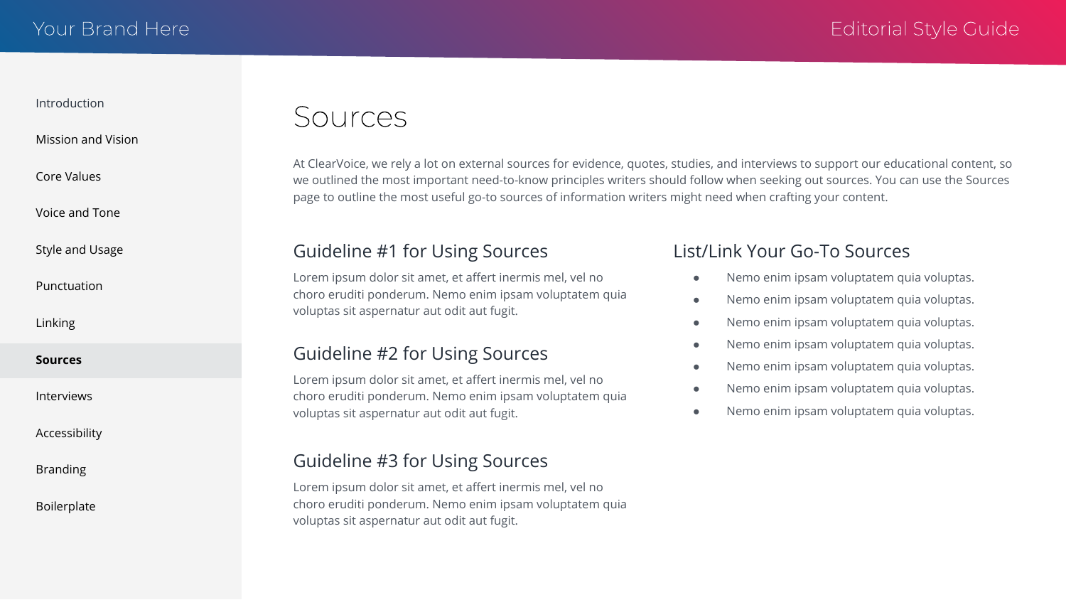# Sources

At ClearVoice, we rely a lot on external sources for evidence, quotes, studies, and interviews to support our educational content, so we outlined the most important need-to-know principles writers should follow when seeking out sources. You can use the Sources page to outline the most useful go-to sources of information writers might need when crafting your content.

## Guideline #1 for Using Sources

Lorem ipsum dolor sit amet, et affert inermis mel, vel no choro eruditi ponderum. Nemo enim ipsam voluptatem quia voluptas sit aspernatur aut odit aut fugit.

## Guideline #2 for Using Sources

Lorem ipsum dolor sit amet, et affert inermis mel, vel no choro eruditi ponderum. Nemo enim ipsam voluptatem quia voluptas sit aspernatur aut odit aut fugit.

## Guideline #3 for Using Sources

Lorem ipsum dolor sit amet, et affert inermis mel, vel no choro eruditi ponderum. Nemo enim ipsam voluptatem quia voluptas sit aspernatur aut odit aut fugit.

## List/Link Your Go-To Sources

- Nemo enim ipsam voluptatem quia voluptas.
- Nemo enim ipsam voluptatem quia voluptas.
- Nemo enim ipsam voluptatem quia voluptas.
- Nemo enim ipsam voluptatem quia voluptas.
- Nemo enim ipsam voluptatem quia voluptas.
- Nemo enim ipsam voluptatem quia voluptas.
- Nemo enim ipsam voluptatem quia voluptas.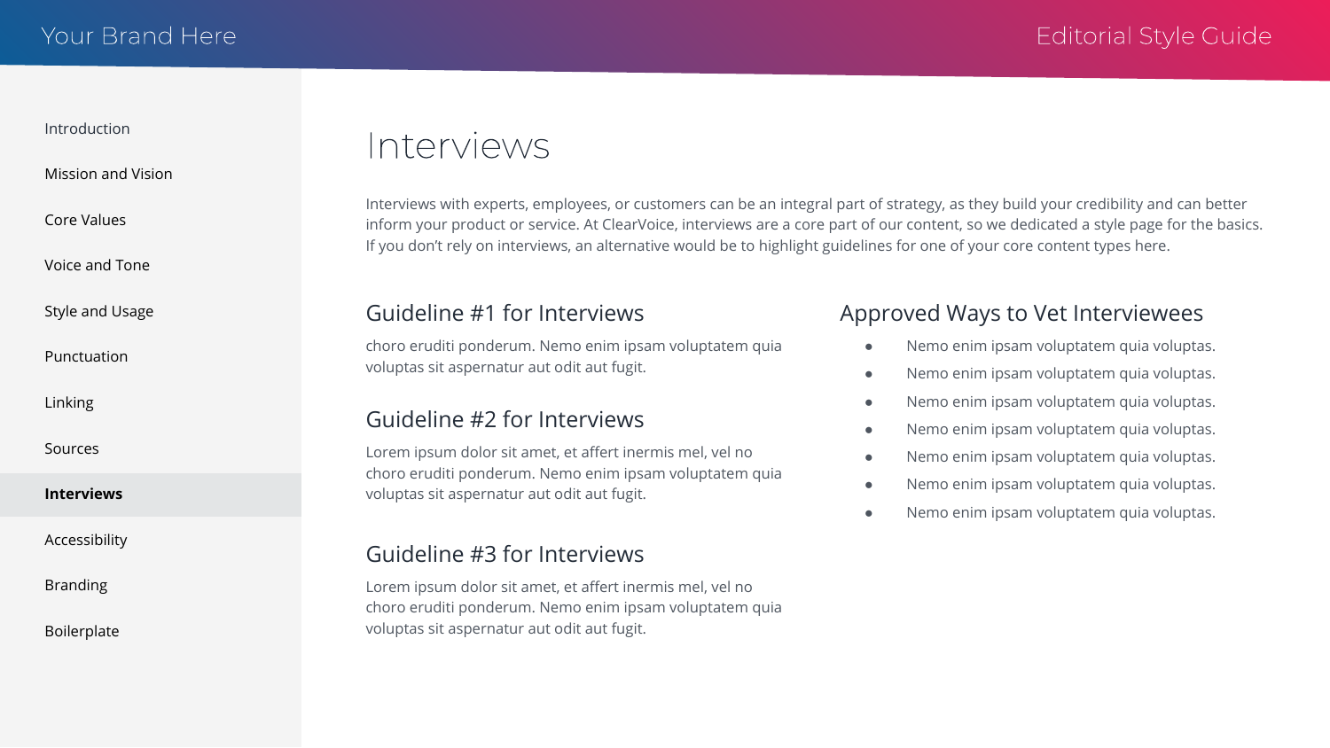# Interviews

Interviews with experts, employees, or customers can be an integral part of strategy, as they build your credibility and can better inform your product or service. At ClearVoice, interviews are a core part of our content, so we dedicated a style page for the basics. If you don't rely on interviews, an alternative would be to highlight guidelines for one of your core content types here.

## Guideline #1 for Interviews

choro eruditi ponderum. Nemo enim ipsam voluptatem quia voluptas sit aspernatur aut odit aut fugit.

## Guideline #2 for Interviews

Lorem ipsum dolor sit amet, et affert inermis mel, vel no choro eruditi ponderum. Nemo enim ipsam voluptatem quia voluptas sit aspernatur aut odit aut fugit.

## Guideline #3 for Interviews

Lorem ipsum dolor sit amet, et affert inermis mel, vel no choro eruditi ponderum. Nemo enim ipsam voluptatem quia voluptas sit aspernatur aut odit aut fugit.

## Approved Ways to Vet Interviewees

- Nemo enim ipsam voluptatem quia voluptas.
- Nemo enim ipsam voluptatem quia voluptas.
- Nemo enim ipsam voluptatem quia voluptas.
- Nemo enim ipsam voluptatem quia voluptas.
- Nemo enim ipsam voluptatem quia voluptas.
- Nemo enim ipsam voluptatem quia voluptas.
- Nemo enim ipsam voluptatem quia voluptas.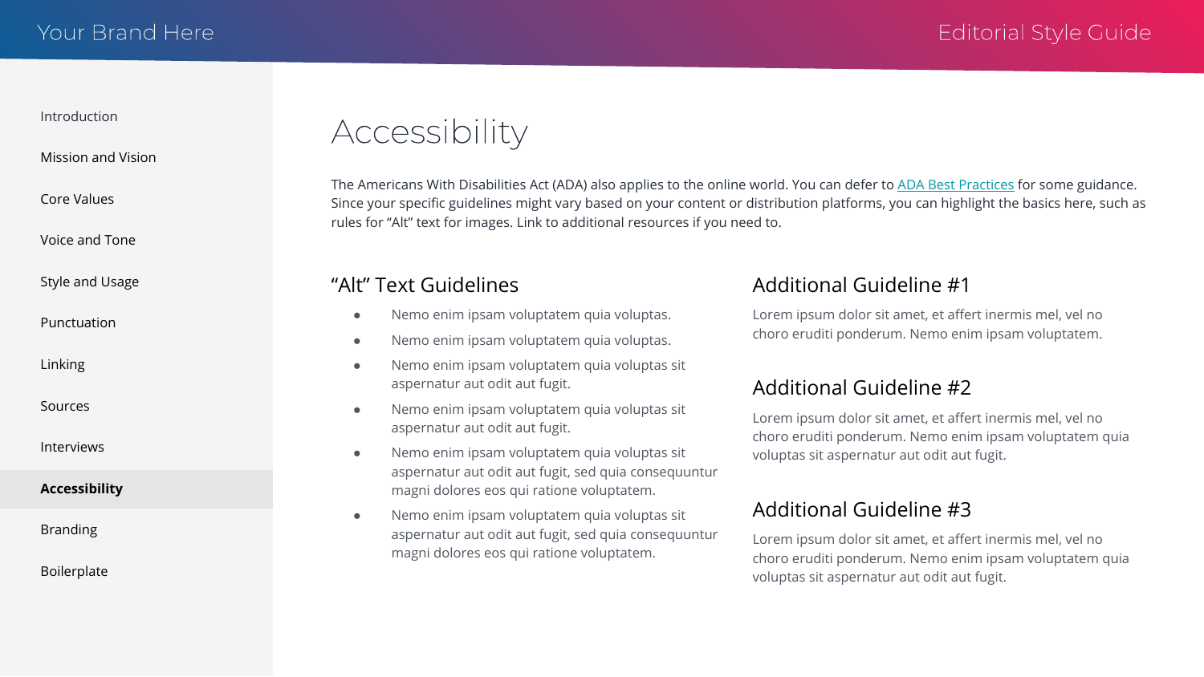# Accessibility

The Americans With Disabilities Act (ADA) also applies to the online world. You can defer to [ADA Best Practices] for some guidance. Since your specific guidelines might vary based on your content or distribution platforms, you can highlight the basics here, such as rules for "Alt" text for images. Link to additional resources if you need to.

## "Alt" Text Guidelines

- Nemo enim ipsam voluptatem quia voluptas.
- Nemo enim ipsam voluptatem quia voluptas.
- Nemo enim ipsam voluptatem quia voluptas sit aspernatur aut odit aut fugit.
- Nemo enim ipsam voluptatem quia voluptas sit aspernatur aut odit aut fugit.
- Nemo enim ipsam voluptatem quia voluptas sit aspernatur aut odit aut fugit, sed quia consequuntur magni dolores eos qui ratione voluptatem.
- Nemo enim ipsam voluptatem quia voluptas sit aspernatur aut odit aut fugit, sed quia consequuntur magni dolores eos qui ratione voluptatem.

## Additional Guideline #1

Lorem ipsum dolor sit amet, et affert inermis mel, vel no choro eruditi ponderum. Nemo enim ipsam voluptatem.

## Additional Guideline #2

Lorem ipsum dolor sit amet, et affert inermis mel, vel no choro eruditi ponderum. Nemo enim ipsam voluptatem quia voluptas sit aspernatur aut odit aut fugit.

## Additional Guideline #3

Lorem ipsum dolor sit amet, et affert inermis mel, vel no choro eruditi ponderum. Nemo enim ipsam voluptatem quia voluptas sit aspernatur aut odit aut fugit.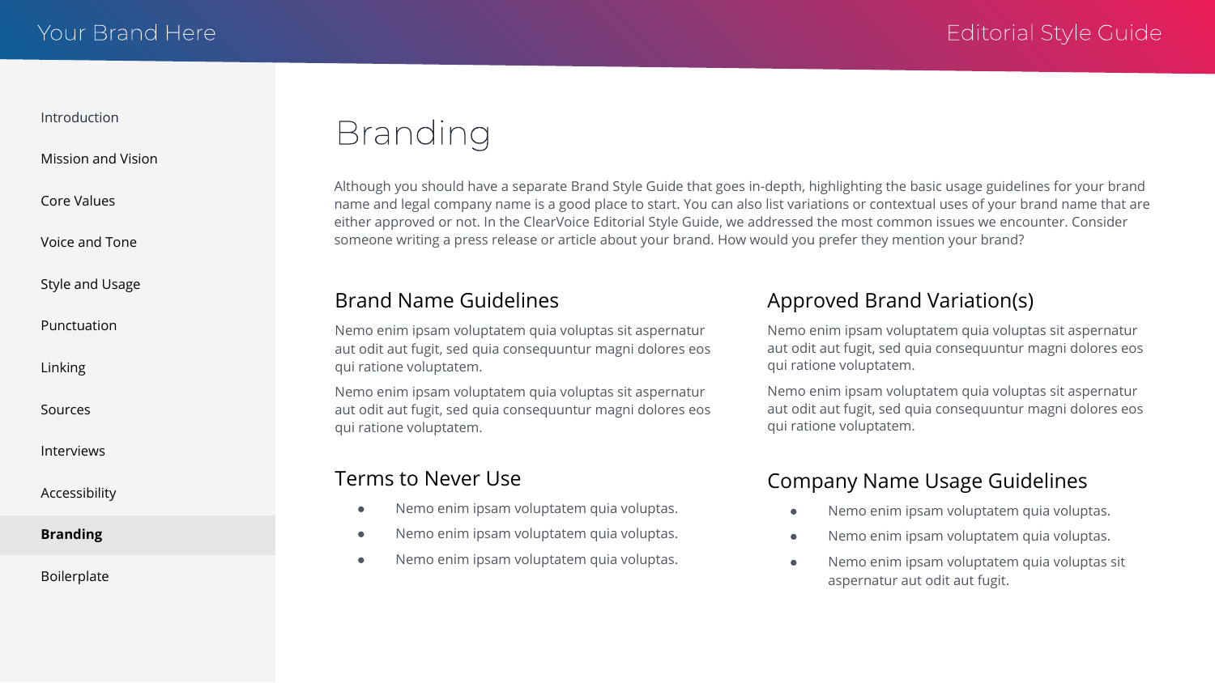# Branding

Although you should have a separate Brand Style Guide that goes in-depth, highlighting the basic usage guidelines for your brand name and legal company name is a good place to start. You can also list variations or contextual uses of your brand name that are either approved or not. In the ClearVoice Editorial Style Guide, we addressed the most common issues we encounter. Consider someone writing a press release or article about your brand. How would you prefer they mention your brand?

## Brand Name Guidelines

Nemo enim ipsam voluptatem quia voluptas sit aspernatur aut odit aut fugit, sed quia consequuntur magni dolores eos qui ratione voluptatem.

Nemo enim ipsam voluptatem quia voluptas sit aspernatur aut odit aut fugit, sed quia consequuntur magni dolores eos qui ratione voluptatem.

## Terms to Never Use

- Nemo enim ipsam voluptatem quia voluptas.
- Nemo enim ipsam voluptatem quia voluptas.
- Nemo enim ipsam voluptatem quia voluptas.

## Approved Brand Variation(s)

Nemo enim ipsam voluptatem quia voluptas sit aspernatur aut odit aut fugit, sed quia consequuntur magni dolores eos qui ratione voluptatem.

Nemo enim ipsam voluptatem quia voluptas sit aspernatur aut odit aut fugit, sed quia consequuntur magni dolores eos qui ratione voluptatem.

## Company Name Usage Guidelines

- Nemo enim ipsam voluptatem quia voluptas.
- Nemo enim ipsam voluptatem quia voluptas.
- Nemo enim ipsam voluptatem quia voluptas sit aspernatur aut odit aut fugit.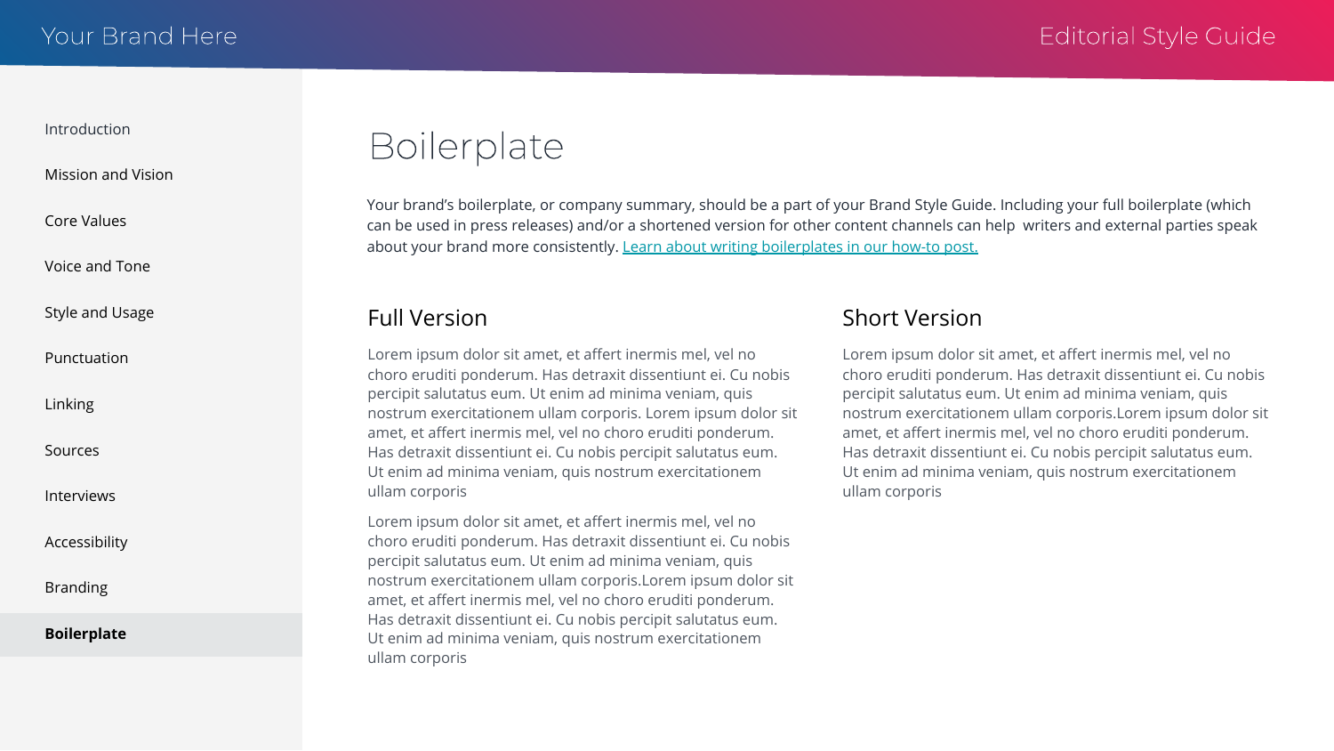Your Brand Here

Editorial Style Guide

- Introduction
- Mission and Vision
- Core Values
- Voice and Tone
- Style and Usage
- Punctuation
- Linking
- Sources
- Interviews
- Accessibility
- Branding
- **Boilerplate**

# Boilerplate

Your brand's boilerplate, or company summary, should be a part of your Brand Style Guide. Including your full boilerplate (which can be used in press releases) and/or a shortened version for other content channels can help writers and external parties speak about your brand more consistently. Learn about writing boilerplates in our how-to post.

## Full Version

Lorem ipsum dolor sit amet, et affert inermis mel, vel no choro eruditi ponderum. Has detraxit dissentiunt ei. Cu nobis percipit salutatus eum. Ut enim ad minima veniam, quis nostrum exercitationem ullam corporis. Lorem ipsum dolor sit amet, et affert inermis mel, vel no choro eruditi ponderum. Has detraxit dissentiunt ei. Cu nobis percipit salutatus eum. Ut enim ad minima veniam, quis nostrum exercitationem ullam corporis

Lorem ipsum dolor sit amet, et affert inermis mel, vel no choro eruditi ponderum. Has detraxit dissentiunt ei. Cu nobis percipit salutatus eum. Ut enim ad minima veniam, quis nostrum exercitationem ullam corporis.Lorem ipsum dolor sit amet, et affert inermis mel, vel no choro eruditi ponderum. Has detraxit dissentiunt ei. Cu nobis percipit salutatus eum. Ut enim ad minima veniam, quis nostrum exercitationem ullam corporis

## Short Version

Lorem ipsum dolor sit amet, et affert inermis mel, vel no choro eruditi ponderum. Has detraxit dissentiunt ei. Cu nobis percipit salutatus eum. Ut enim ad minima veniam, quis nostrum exercitationem ullam corporis.Lorem ipsum dolor sit amet, et affert inermis mel, vel no choro eruditi ponderum. Has detraxit dissentiunt ei. Cu nobis percipit salutatus eum. Ut enim ad minima veniam, quis nostrum exercitationem ullam corporis